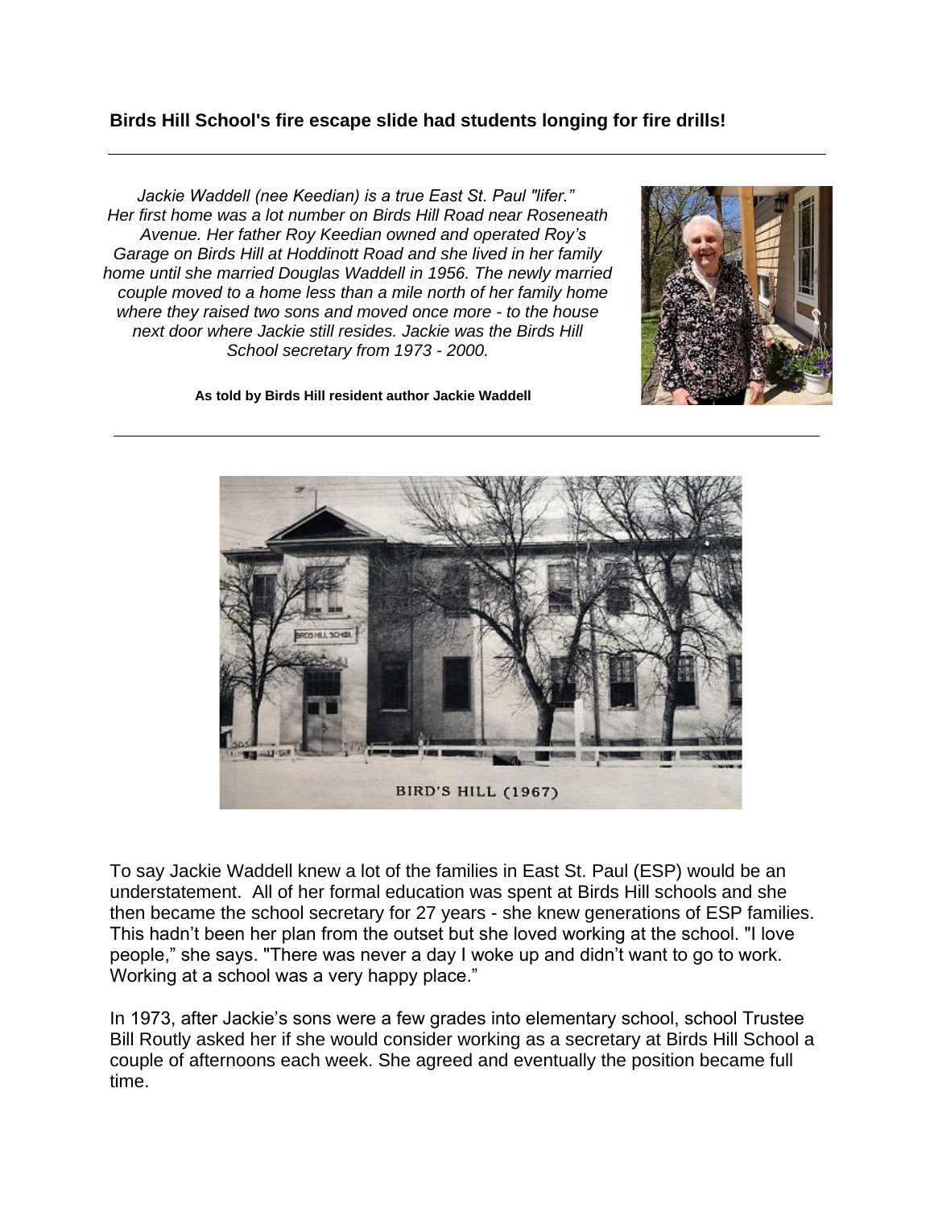**Birds Hill School's fire escape slide had students longing for fire drills!**

---

*Jackie Waddell (nee Keedian) is a true East St. Paul "lifer." Her first home was a lot number on Birds Hill Road near Roseneath Avenue. Her father Roy Keedian owned and operated Roy's Garage on Birds Hill at Hoddinott Road and she lived in her family home until she married Douglas Waddell in 1956. The newly married couple moved to a home less than a mile north of her family home where they raised two sons and moved once more - to the house next door where Jackie still resides. Jackie was the Birds Hill School secretary from 1973 - 2000.*

**As told by Birds Hill resident author Jackie Waddell**

---

BIRD'S HILL (1967)

To say Jackie Waddell knew a lot of the families in East St. Paul (ESP) would be an understatement. All of her formal education was spent at Birds Hill schools and she then became the school secretary for 27 years - she knew generations of ESP families. This hadn't been her plan from the outset but she loved working at the school. "I love people," she says. "There was never a day I woke up and didn't want to go to work. Working at a school was a very happy place."

In 1973, after Jackie's sons were a few grades into elementary school, school Trustee Bill Routly asked her if she would consider working as a secretary at Birds Hill School a couple of afternoons each week. She agreed and eventually the position became full time.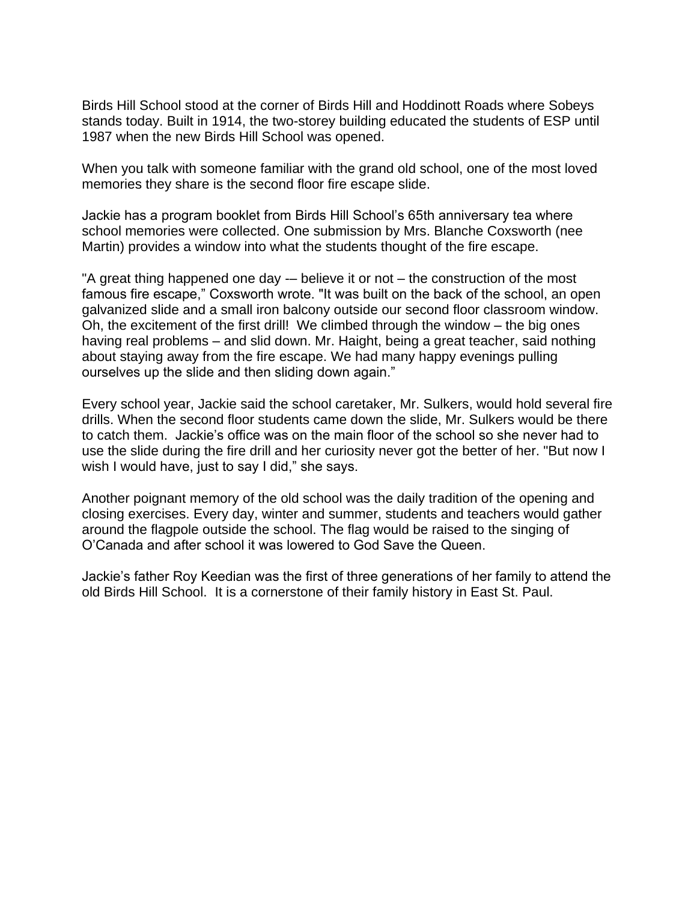Birds Hill School stood at the corner of Birds Hill and Hoddinott Roads where Sobeys stands today. Built in 1914, the two-storey building educated the students of ESP until 1987 when the new Birds Hill School was opened.

When you talk with someone familiar with the grand old school, one of the most loved memories they share is the second floor fire escape slide.

Jackie has a program booklet from Birds Hill School's 65th anniversary tea where school memories were collected. One submission by Mrs. Blanche Coxsworth (nee Martin) provides a window into what the students thought of the fire escape.

"A great thing happened one day -– believe it or not – the construction of the most famous fire escape," Coxsworth wrote. "It was built on the back of the school, an open galvanized slide and a small iron balcony outside our second floor classroom window. Oh, the excitement of the first drill! We climbed through the window – the big ones having real problems – and slid down. Mr. Haight, being a great teacher, said nothing about staying away from the fire escape. We had many happy evenings pulling ourselves up the slide and then sliding down again."

Every school year, Jackie said the school caretaker, Mr. Sulkers, would hold several fire drills. When the second floor students came down the slide, Mr. Sulkers would be there to catch them. Jackie's office was on the main floor of the school so she never had to use the slide during the fire drill and her curiosity never got the better of her. "But now I wish I would have, just to say I did," she says.

Another poignant memory of the old school was the daily tradition of the opening and closing exercises. Every day, winter and summer, students and teachers would gather around the flagpole outside the school. The flag would be raised to the singing of O'Canada and after school it was lowered to God Save the Queen.

Jackie's father Roy Keedian was the first of three generations of her family to attend the old Birds Hill School. It is a cornerstone of their family history in East St. Paul.